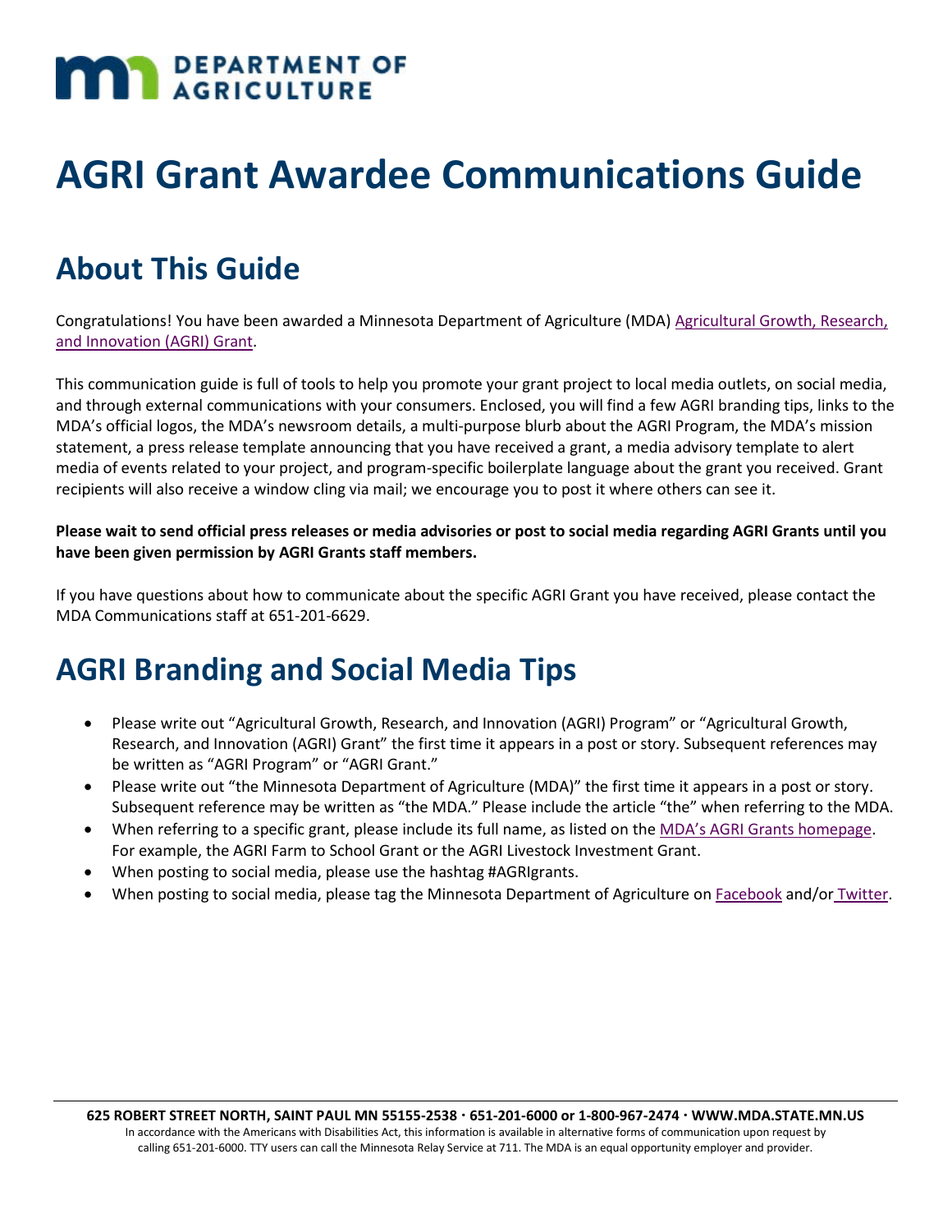# AGRI Grant Awardee Communications Guide

## About This Guide

Congratulations! You have been awarded a Minnesota Department of Agriculture (MDA) Agricultural Growth, Research, and Innovation (AGRI) Grant.

This communication guide is full of tools to help you promote your grant project to local media outlets, on social media, and through external communications with your consumers. Enclosed, you will find a few AGRI branding tips, links to the MDA's official logos, the MDA's newsroom details, a multi-purpose blurb about the AGRI Program, the MDA's mission statement, a press release template announcing that you have received a grant, a media advisory template to alert media of events related to your project, and program-specific boilerplate language about the grant you received. Grant recipients will also receive a window cling via mail; we encourage you to post it where others can see it.

**Please wait to send official press releases or media advisories or post to social media regarding AGRI Grants until you have been given permission by AGRI Grants staff members.**

If you have questions about how to communicate about the specific AGRI Grant you have received, please contact the MDA Communications staff at 651-201-6629.

## AGRI Branding and Social Media Tips

- Please write out "Agricultural Growth, Research, and Innovation (AGRI) Program" or "Agricultural Growth, Research, and Innovation (AGRI) Grant" the first time it appears in a post or story. Subsequent references may be written as "AGRI Program" or "AGRI Grant."
- Please write out "the Minnesota Department of Agriculture (MDA)" the first time it appears in a post or story. Subsequent reference may be written as "the MDA." Please include the article "the" when referring to the MDA.
- When referring to a specific grant, please include its full name, as listed on the MDA's AGRI Grants homepage. For example, the AGRI Farm to School Grant or the AGRI Livestock Investment Grant.
- When posting to social media, please use the hashtag #AGRIgrants.
- When posting to social media, please tag the Minnesota Department of Agriculture on Facebook and/or Twitter.

**625 ROBERT STREET NORTH, SAINT PAUL MN 55155-2538 · 651-201-6000 or 1-800-967-2474 · WWW.MDA.STATE.MN.US**
In accordance with the Americans with Disabilities Act, this information is available in alternative forms of communication upon request by calling 651-201-6000. TTY users can call the Minnesota Relay Service at 711. The MDA is an equal opportunity employer and provider.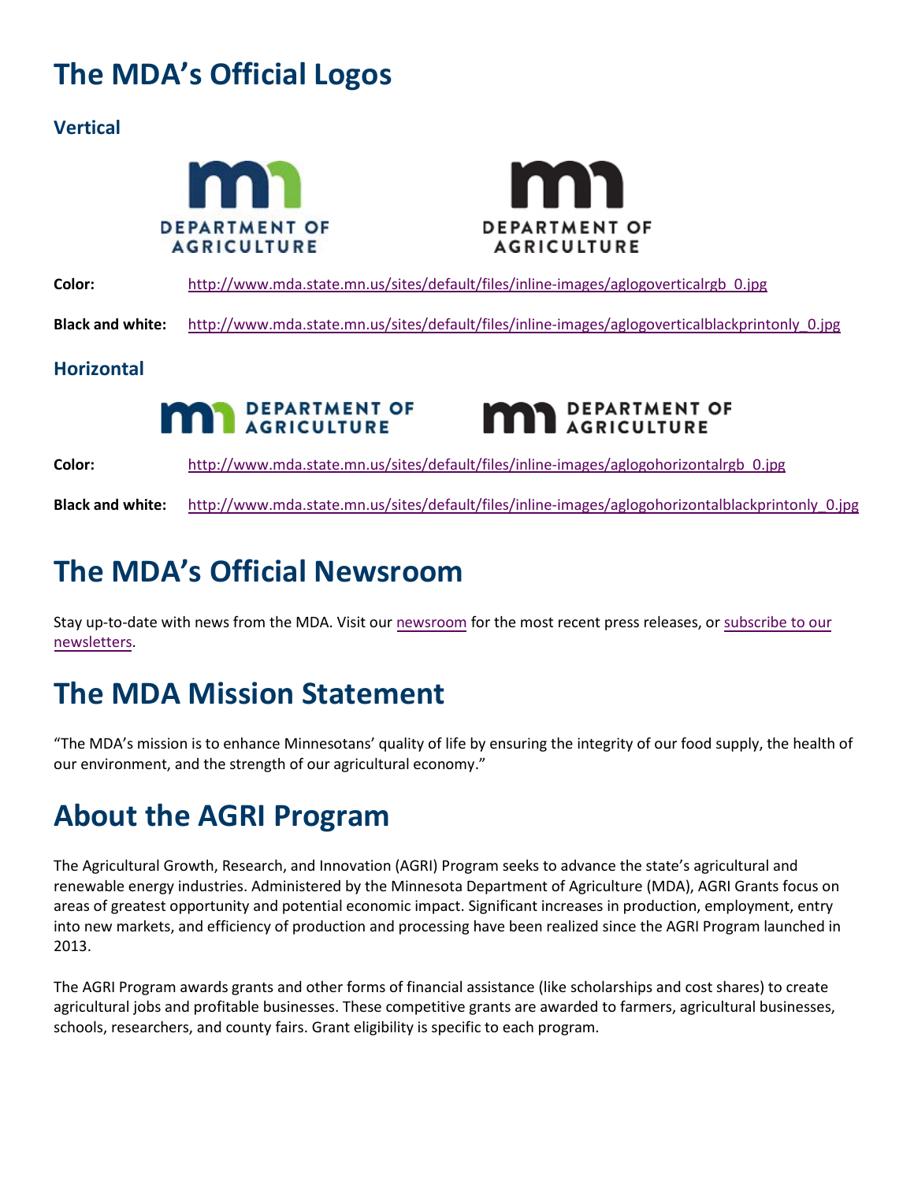# The MDA's Official Logos

### Vertical

**Color:** http://www.mda.state.mn.us/sites/default/files/inline-images/aglogoverticalrgb_0.jpg

**Black and white:** http://www.mda.state.mn.us/sites/default/files/inline-images/aglogoverticalblackprintonly_0.jpg

### Horizontal

**Color:** http://www.mda.state.mn.us/sites/default/files/inline-images/aglogohorizontalrgb_0.jpg

**Black and white:** http://www.mda.state.mn.us/sites/default/files/inline-images/aglogohorizontalblackprintonly_0.jpg

# The MDA's Official Newsroom

Stay up-to-date with news from the MDA. Visit our newsroom for the most recent press releases, or subscribe to our newsletters.

# The MDA Mission Statement

"The MDA's mission is to enhance Minnesotans' quality of life by ensuring the integrity of our food supply, the health of our environment, and the strength of our agricultural economy."

# About the AGRI Program

The Agricultural Growth, Research, and Innovation (AGRI) Program seeks to advance the state's agricultural and renewable energy industries. Administered by the Minnesota Department of Agriculture (MDA), AGRI Grants focus on areas of greatest opportunity and potential economic impact. Significant increases in production, employment, entry into new markets, and efficiency of production and processing have been realized since the AGRI Program launched in 2013.

The AGRI Program awards grants and other forms of financial assistance (like scholarships and cost shares) to create agricultural jobs and profitable businesses. These competitive grants are awarded to farmers, agricultural businesses, schools, researchers, and county fairs. Grant eligibility is specific to each program.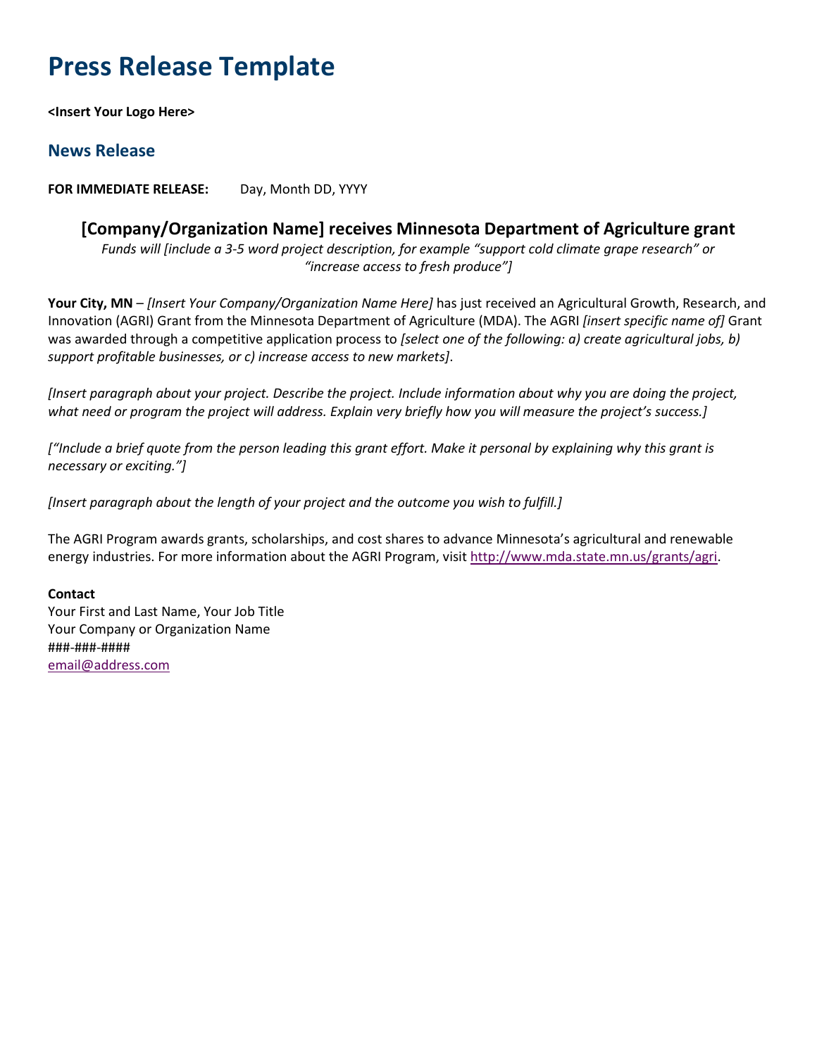# Press Release Template

**<Insert Your Logo Here>**

## News Release

**FOR IMMEDIATE RELEASE:** Day, Month DD, YYYY

### [Company/Organization Name] receives Minnesota Department of Agriculture grant

*Funds will [include a 3-5 word project description, for example "support cold climate grape research" or "increase access to fresh produce"]*

**Your City, MN** – *[Insert Your Company/Organization Name Here]* has just received an Agricultural Growth, Research, and Innovation (AGRI) Grant from the Minnesota Department of Agriculture (MDA). The AGRI *[insert specific name of]* Grant was awarded through a competitive application process to *[select one of the following: a) create agricultural jobs, b) support profitable businesses, or c) increase access to new markets]*.

*[Insert paragraph about your project. Describe the project. Include information about why you are doing the project, what need or program the project will address. Explain very briefly how you will measure the project's success.]*

*["Include a brief quote from the person leading this grant effort. Make it personal by explaining why this grant is necessary or exciting."]*

*[Insert paragraph about the length of your project and the outcome you wish to fulfill.]*

The AGRI Program awards grants, scholarships, and cost shares to advance Minnesota's agricultural and renewable energy industries. For more information about the AGRI Program, visit http://www.mda.state.mn.us/grants/agri.

**Contact**
Your First and Last Name, Your Job Title
Your Company or Organization Name
###-###-####
email@address.com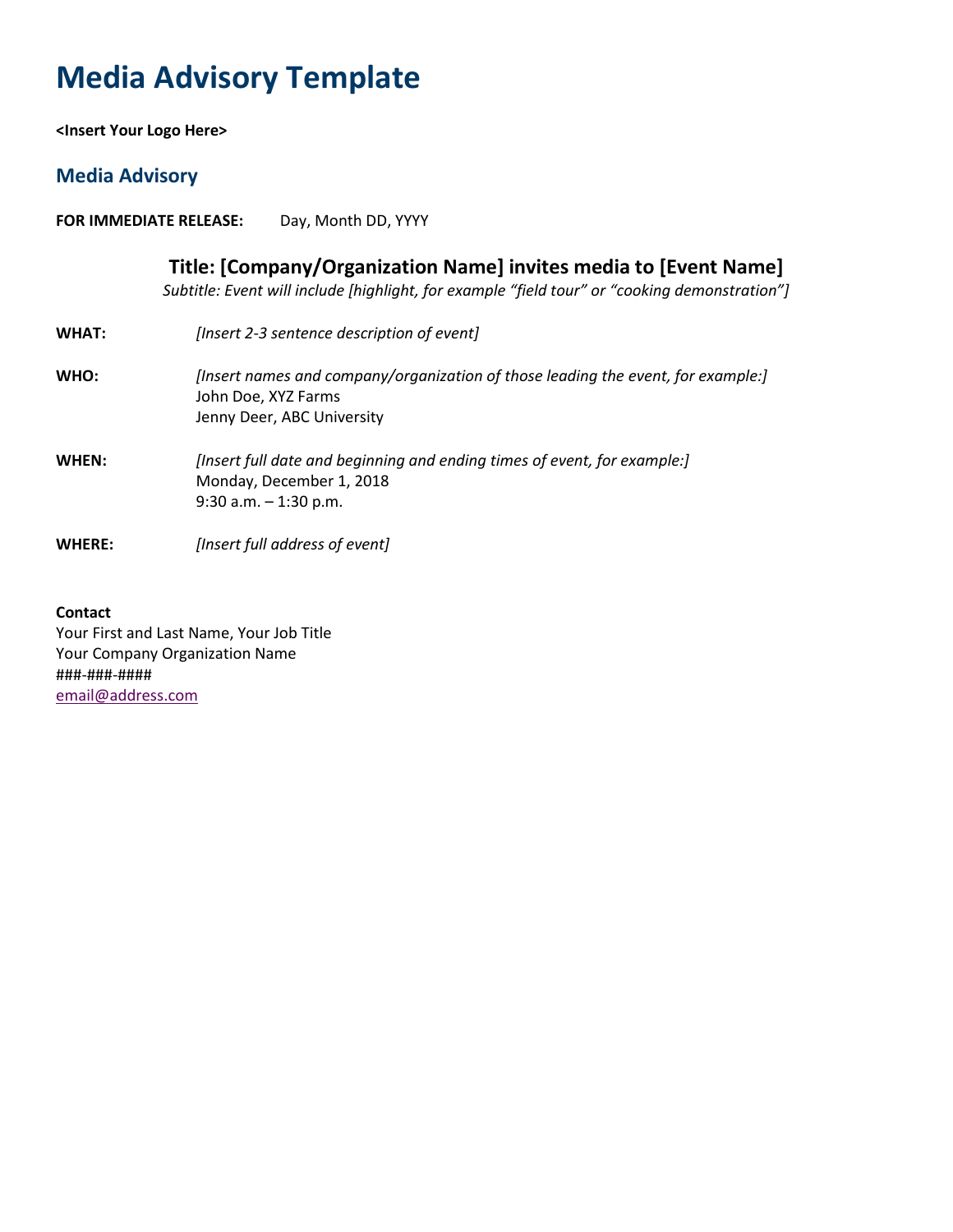# Media Advisory Template

**<Insert Your Logo Here>**

## Media Advisory

**FOR IMMEDIATE RELEASE:** Day, Month DD, YYYY

### Title: [Company/Organization Name] invites media to [Event Name]

*Subtitle: Event will include [highlight, for example "field tour" or "cooking demonstration"]*

**WHAT:** *[Insert 2-3 sentence description of event]*

**WHO:** *[Insert names and company/organization of those leading the event, for example:]*
John Doe, XYZ Farms
Jenny Deer, ABC University

**WHEN:** *[Insert full date and beginning and ending times of event, for example:]*
Monday, December 1, 2018
9:30 a.m. – 1:30 p.m.

**WHERE:** *[Insert full address of event]*

**Contact**
Your First and Last Name, Your Job Title
Your Company Organization Name
###-###-####
email@address.com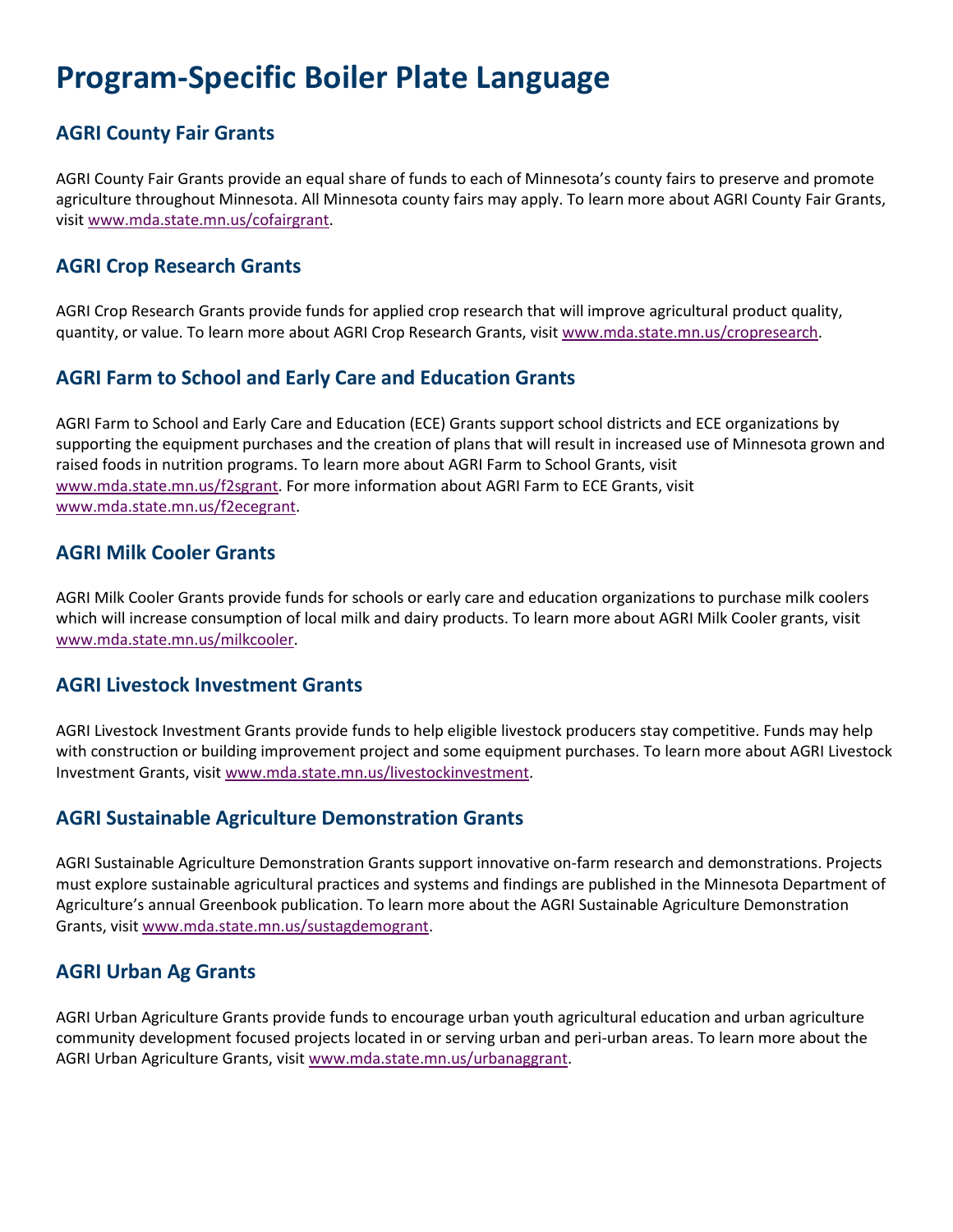# Program-Specific Boiler Plate Language

## AGRI County Fair Grants

AGRI County Fair Grants provide an equal share of funds to each of Minnesota's county fairs to preserve and promote agriculture throughout Minnesota. All Minnesota county fairs may apply. To learn more about AGRI County Fair Grants, visit www.mda.state.mn.us/cofairgrant.

## AGRI Crop Research Grants

AGRI Crop Research Grants provide funds for applied crop research that will improve agricultural product quality, quantity, or value. To learn more about AGRI Crop Research Grants, visit www.mda.state.mn.us/cropresearch.

## AGRI Farm to School and Early Care and Education Grants

AGRI Farm to School and Early Care and Education (ECE) Grants support school districts and ECE organizations by supporting the equipment purchases and the creation of plans that will result in increased use of Minnesota grown and raised foods in nutrition programs. To learn more about AGRI Farm to School Grants, visit www.mda.state.mn.us/f2sgrant. For more information about AGRI Farm to ECE Grants, visit www.mda.state.mn.us/f2ecegrant.

## AGRI Milk Cooler Grants

AGRI Milk Cooler Grants provide funds for schools or early care and education organizations to purchase milk coolers which will increase consumption of local milk and dairy products. To learn more about AGRI Milk Cooler grants, visit www.mda.state.mn.us/milkcooler.

## AGRI Livestock Investment Grants

AGRI Livestock Investment Grants provide funds to help eligible livestock producers stay competitive. Funds may help with construction or building improvement project and some equipment purchases. To learn more about AGRI Livestock Investment Grants, visit www.mda.state.mn.us/livestockinvestment.

## AGRI Sustainable Agriculture Demonstration Grants

AGRI Sustainable Agriculture Demonstration Grants support innovative on-farm research and demonstrations. Projects must explore sustainable agricultural practices and systems and findings are published in the Minnesota Department of Agriculture's annual Greenbook publication. To learn more about the AGRI Sustainable Agriculture Demonstration Grants, visit www.mda.state.mn.us/sustagdemogrant.

## AGRI Urban Ag Grants

AGRI Urban Agriculture Grants provide funds to encourage urban youth agricultural education and urban agriculture community development focused projects located in or serving urban and peri-urban areas. To learn more about the AGRI Urban Agriculture Grants, visit www.mda.state.mn.us/urbanaggrant.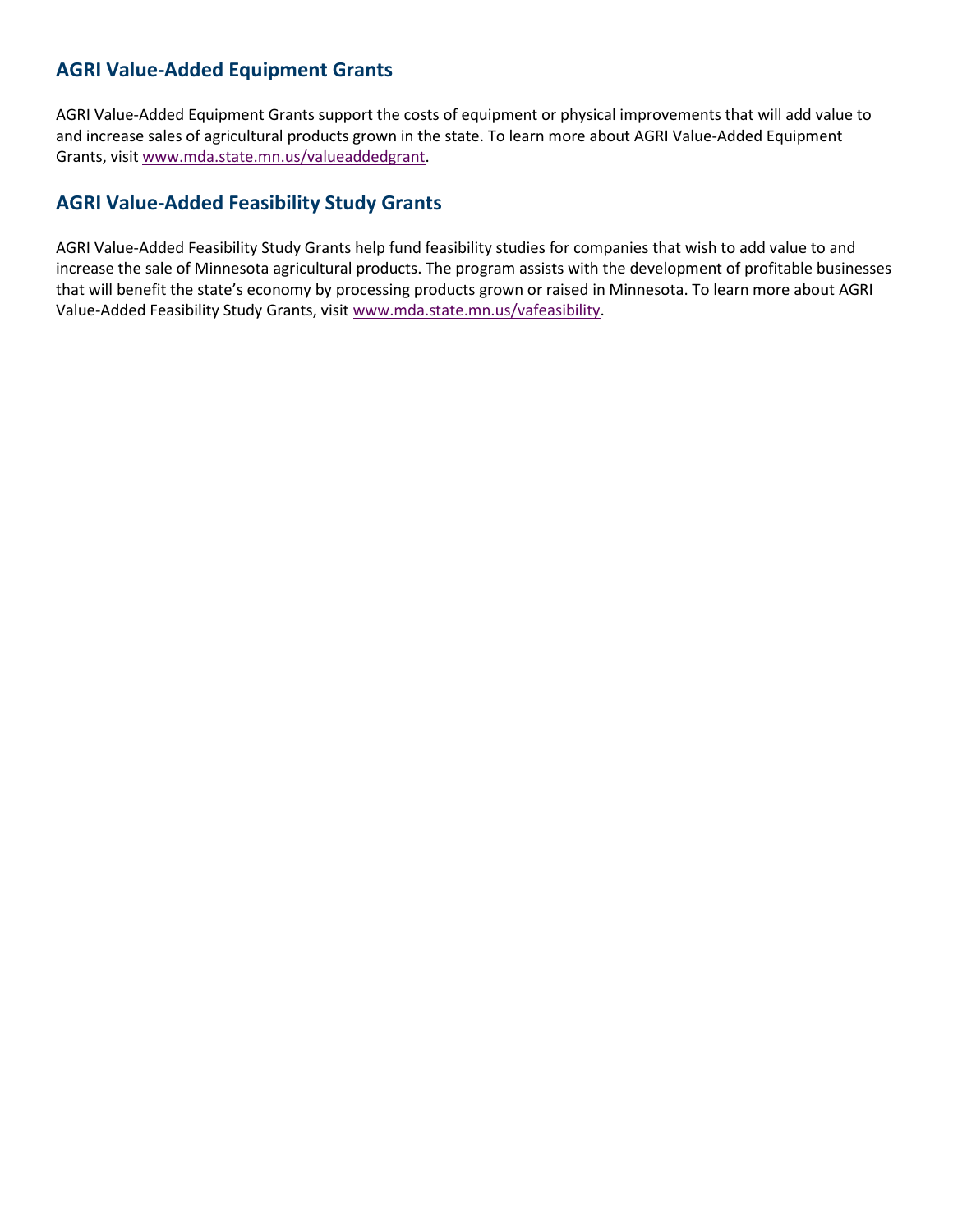## AGRI Value-Added Equipment Grants

AGRI Value-Added Equipment Grants support the costs of equipment or physical improvements that will add value to and increase sales of agricultural products grown in the state. To learn more about AGRI Value-Added Equipment Grants, visit www.mda.state.mn.us/valueaddedgrant.

## AGRI Value-Added Feasibility Study Grants

AGRI Value-Added Feasibility Study Grants help fund feasibility studies for companies that wish to add value to and increase the sale of Minnesota agricultural products. The program assists with the development of profitable businesses that will benefit the state's economy by processing products grown or raised in Minnesota. To learn more about AGRI Value-Added Feasibility Study Grants, visit www.mda.state.mn.us/vafeasibility.